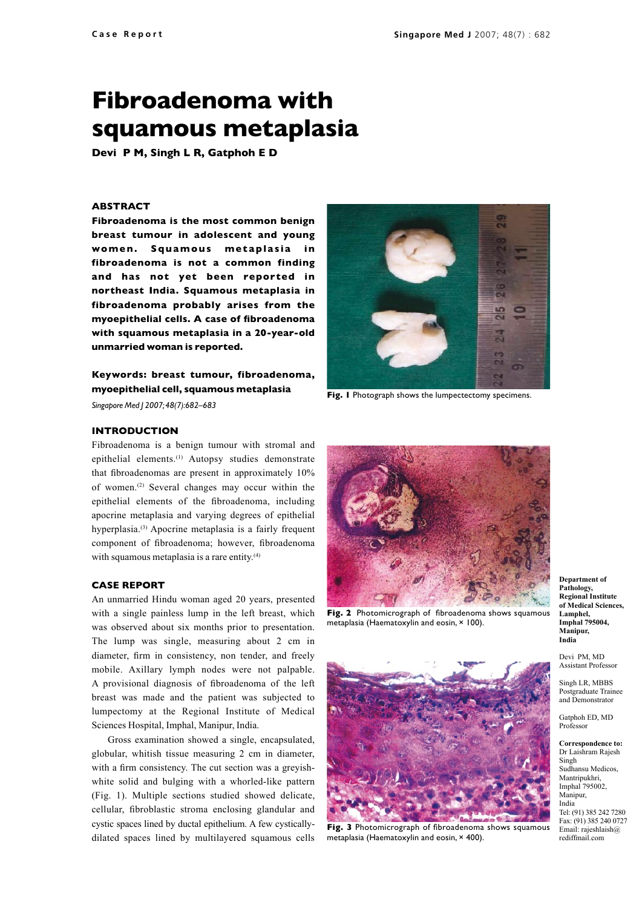Case Report

# Fibroadenoma with squamous metaplasia

**Devi P M, Singh L R, Gatphoh E D**

## ABSTRACT

**Fibroadenoma is the most common benign breast tumour in adolescent and young women. Squamous metaplasia in fibroadenoma is not a common finding and has not yet been reported in northeast India. Squamous metaplasia in fibroadenoma probably arises from the myoepithelial cells. A case of fibroadenoma with squamous metaplasia in a 20-year-old unmarried woman is reported.**

**Keywords: breast tumour, fibroadenoma, myoepithelial cell, squamous metaplasia**

*Singapore Med J 2007; 48(7):682–683*

## INTRODUCTION

Fibroadenoma is a benign tumour with stromal and epithelial elements.[1] Autopsy studies demonstrate that fibroadenomas are present in approximately 10% of women.[2] Several changes may occur within the epithelial elements of the fibroadenoma, including apocrine metaplasia and varying degrees of epithelial hyperplasia.[3] Apocrine metaplasia is a fairly frequent component of fibroadenoma; however, fibroadenoma with squamous metaplasia is a rare entity.[4]

## CASE REPORT

An unmarried Hindu woman aged 20 years, presented with a single painless lump in the left breast, which was observed about six months prior to presentation. The lump was single, measuring about 2 cm in diameter, firm in consistency, non tender, and freely mobile. Axillary lymph nodes were not palpable. A provisional diagnosis of fibroadenoma of the left breast was made and the patient was subjected to lumpectomy at the Regional Institute of Medical Sciences Hospital, Imphal, Manipur, India.

Gross examination showed a single, encapsulated, globular, whitish tissue measuring 2 cm in diameter, with a firm consistency. The cut section was a greyish-white solid and bulging with a whorled-like pattern (Fig. 1). Multiple sections studied showed delicate, cellular, fibroblastic stroma enclosing glandular and cystic spaces lined by ductal epithelium. A few cystically-dilated spaces lined by multilayered squamous cells

**Fig. 1** Photograph shows the lumpectomy specimens.

**Fig. 2** Photomicrograph of fibroadenoma shows squamous metaplasia (Haematoxylin and eosin, × 100).

**Fig. 3** Photomicrograph of fibroadenoma shows squamous metaplasia (Haematoxylin and eosin, × 400).

**Department of Pathology, Regional Institute of Medical Sciences, Lamphel, Imphal 795004, Manipur, India**

Devi PM, MD
Assistant Professor

Singh LR, MBBS
Postgraduate Trainee and Demonstrator

Gatphoh ED, MD
Professor

**Correspondence to:**
Dr Laishram Rajesh Singh
Sudhansu Medicos, Mantripukhri, Imphal 795002, Manipur, India
Tel: (91) 385 242 7280
Fax: (91) 385 240 0727
Email: rajeshlaish@rediffmail.com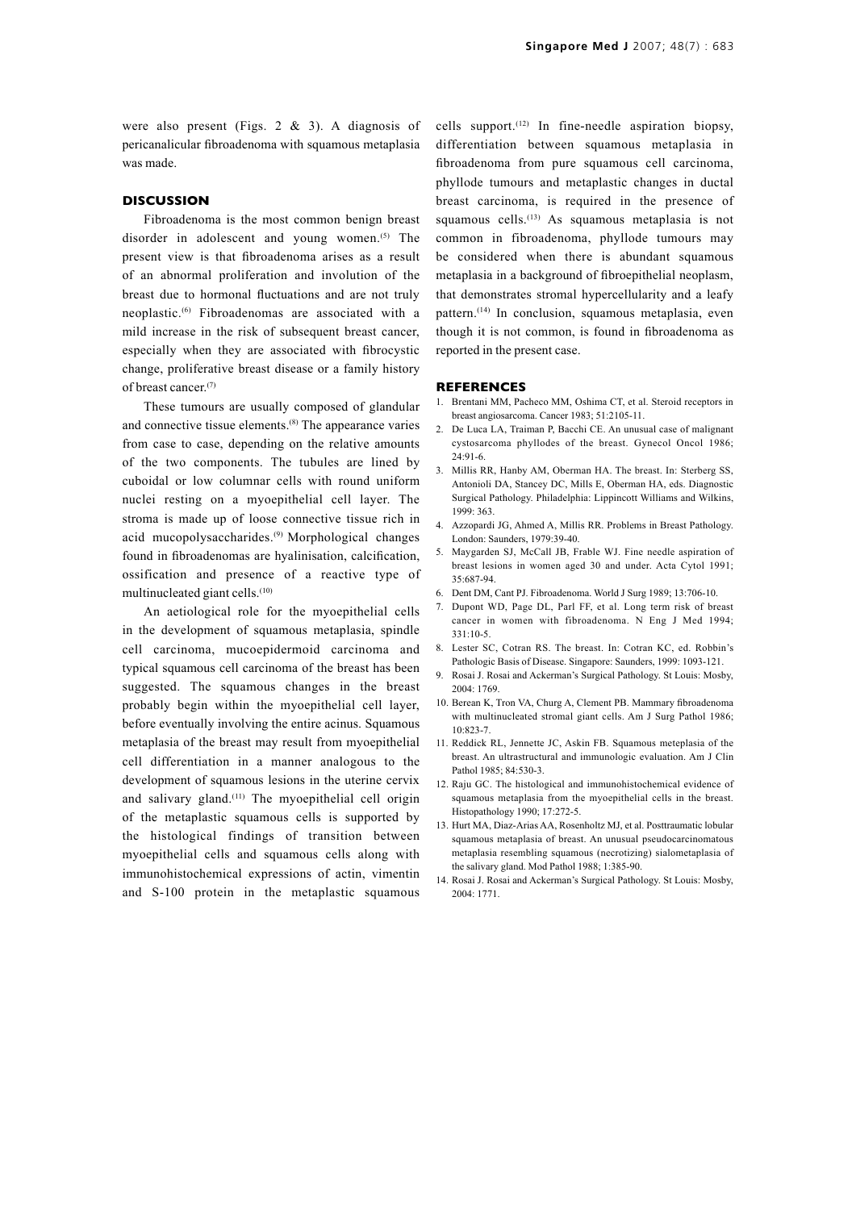were also present (Figs. 2 & 3). A diagnosis of pericanalicular fibroadenoma with squamous metaplasia was made.

## DISCUSSION

Fibroadenoma is the most common benign breast disorder in adolescent and young women.[5] The present view is that fibroadenoma arises as a result of an abnormal proliferation and involution of the breast due to hormonal fluctuations and are not truly neoplastic.[6] Fibroadenomas are associated with a mild increase in the risk of subsequent breast cancer, especially when they are associated with fibrocystic change, proliferative breast disease or a family history of breast cancer.[7]

These tumours are usually composed of glandular and connective tissue elements.[8] The appearance varies from case to case, depending on the relative amounts of the two components. The tubules are lined by cuboidal or low columnar cells with round uniform nuclei resting on a myoepithelial cell layer. The stroma is made up of loose connective tissue rich in acid mucopolysaccharides.[9] Morphological changes found in fibroadenomas are hyalinisation, calcification, ossification and presence of a reactive type of multinucleated giant cells.[10]

An aetiological role for the myoepithelial cells in the development of squamous metaplasia, spindle cell carcinoma, mucoepidermoid carcinoma and typical squamous cell carcinoma of the breast has been suggested. The squamous changes in the breast probably begin within the myoepithelial cell layer, before eventually involving the entire acinus. Squamous metaplasia of the breast may result from myoepithelial cell differentiation in a manner analogous to the development of squamous lesions in the uterine cervix and salivary gland.[11] The myoepithelial cell origin of the metaplastic squamous cells is supported by the histological findings of transition between myoepithelial cells and squamous cells along with immunohistochemical expressions of actin, vimentin and S-100 protein in the metaplastic squamous cells support.[12] In fine-needle aspiration biopsy, differentiation between squamous metaplasia in fibroadenoma from pure squamous cell carcinoma, phyllode tumours and metaplastic changes in ductal breast carcinoma, is required in the presence of squamous cells.[13] As squamous metaplasia is not common in fibroadenoma, phyllode tumours may be considered when there is abundant squamous metaplasia in a background of fibroepithelial neoplasm, that demonstrates stromal hypercellularity and a leafy pattern.[14] In conclusion, squamous metaplasia, even though it is not common, is found in fibroadenoma as reported in the present case.

## REFERENCES

1. Brentani MM, Pacheco MM, Oshima CT, et al. Steroid receptors in breast angiosarcoma. Cancer 1983; 51:2105-11.
2. De Luca LA, Traiman P, Bacchi CE. An unusual case of malignant cystosarcoma phyllodes of the breast. Gynecol Oncol 1986; 24:91-6.
3. Millis RR, Hanby AM, Oberman HA. The breast. In: Sterberg SS, Antonioli DA, Stancey DC, Mills E, Oberman HA, eds. Diagnostic Surgical Pathology. Philadelphia: Lippincott Williams and Wilkins, 1999: 363.
4. Azzopardi JG, Ahmed A, Millis RR. Problems in Breast Pathology. London: Saunders, 1979:39-40.
5. Maygarden SJ, McCall JB, Frable WJ. Fine needle aspiration of breast lesions in women aged 30 and under. Acta Cytol 1991; 35:687-94.
6. Dent DM, Cant PJ. Fibroadenoma. World J Surg 1989; 13:706-10.
7. Dupont WD, Page DL, Parl FF, et al. Long term risk of breast cancer in women with fibroadenoma. N Eng J Med 1994; 331:10-5.
8. Lester SC, Cotran RS. The breast. In: Cotran KC, ed. Robbin's Pathologic Basis of Disease. Singapore: Saunders, 1999: 1093-121.
9. Rosai J. Rosai and Ackerman's Surgical Pathology. St Louis: Mosby, 2004: 1769.
10. Berean K, Tron VA, Churg A, Clement PB. Mammary fibroadenoma with multinucleated stromal giant cells. Am J Surg Pathol 1986; 10:823-7.
11. Reddick RL, Jennette JC, Askin FB. Squamous meteplasia of the breast. An ultrastructural and immunologic evaluation. Am J Clin Pathol 1985; 84:530-3.
12. Raju GC. The histological and immunohistochemical evidence of squamous metaplasia from the myoepithelial cells in the breast. Histopathology 1990; 17:272-5.
13. Hurt MA, Diaz-Arias AA, Rosenholtz MJ, et al. Posttraumatic lobular squamous metaplasia of breast. An unusual pseudocarcinomatous metaplasia resembling squamous (necrotizing) sialometaplasia of the salivary gland. Mod Pathol 1988; 1:385-90.
14. Rosai J. Rosai and Ackerman's Surgical Pathology. St Louis: Mosby, 2004: 1771.